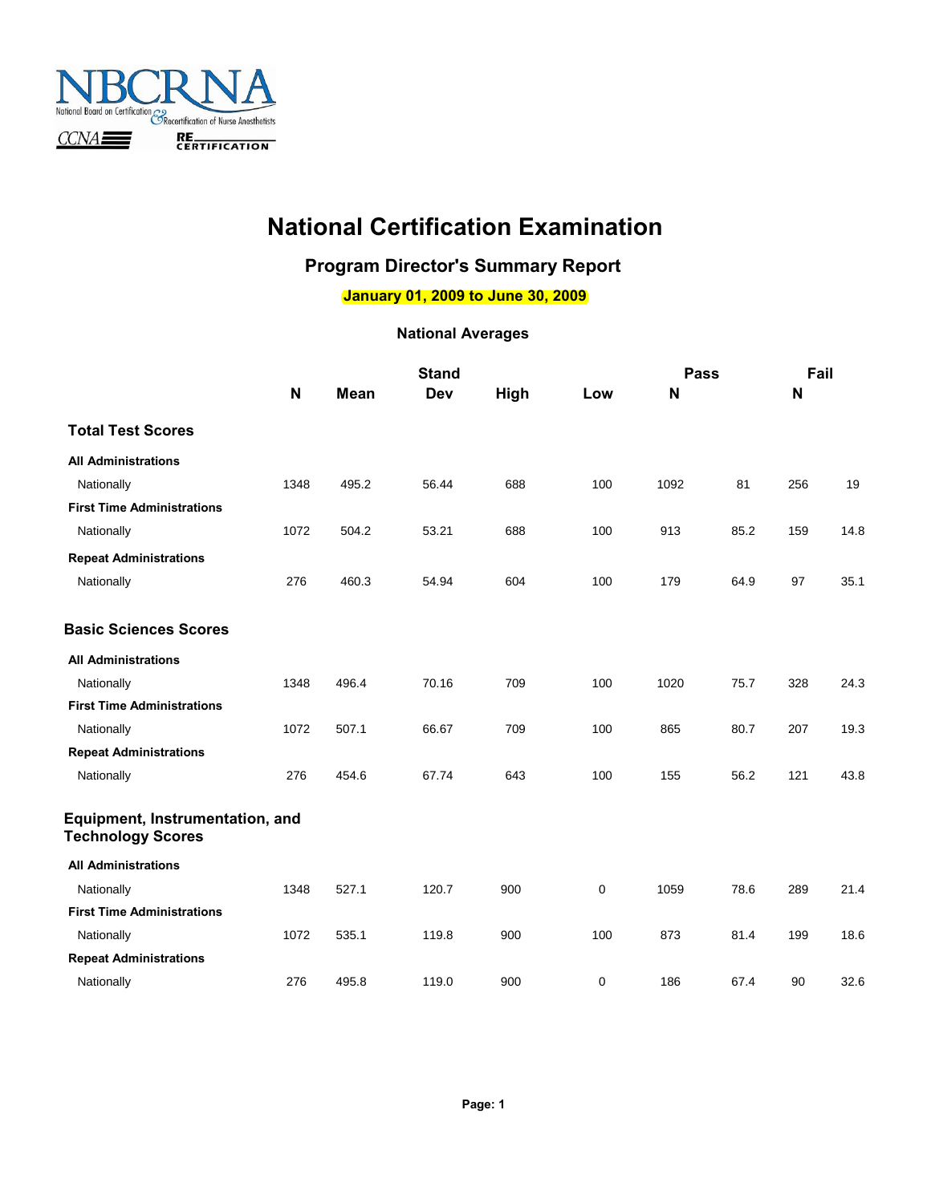NBCRNA

National Board on Certification & Recertification of Nurse Anesthetists

CCNA RECERTIFICATION

# National Certification Examination

## Program Director's Summary Report

**January 01, 2009 to June 30, 2009**

### National Averages

| | N | Mean | Stand Dev | High | Low | Pass N | | Fail N | |
|---|---|---|---|---|---|---|---|---|---|
| **Total Test Scores** | | | | | | | | | |
| **All Administrations** | | | | | | | | | |
| Nationally | 1348 | 495.2 | 56.44 | 688 | 100 | 1092 | 81 | 256 | 19 |
| **First Time Administrations** | | | | | | | | | |
| Nationally | 1072 | 504.2 | 53.21 | 688 | 100 | 913 | 85.2 | 159 | 14.8 |
| **Repeat Administrations** | | | | | | | | | |
| Nationally | 276 | 460.3 | 54.94 | 604 | 100 | 179 | 64.9 | 97 | 35.1 |
| **Basic Sciences Scores** | | | | | | | | | |
| **All Administrations** | | | | | | | | | |
| Nationally | 1348 | 496.4 | 70.16 | 709 | 100 | 1020 | 75.7 | 328 | 24.3 |
| **First Time Administrations** | | | | | | | | | |
| Nationally | 1072 | 507.1 | 66.67 | 709 | 100 | 865 | 80.7 | 207 | 19.3 |
| **Repeat Administrations** | | | | | | | | | |
| Nationally | 276 | 454.6 | 67.74 | 643 | 100 | 155 | 56.2 | 121 | 43.8 |
| **Equipment, Instrumentation, and Technology Scores** | | | | | | | | | |
| **All Administrations** | | | | | | | | | |
| Nationally | 1348 | 527.1 | 120.7 | 900 | 0 | 1059 | 78.6 | 289 | 21.4 |
| **First Time Administrations** | | | | | | | | | |
| Nationally | 1072 | 535.1 | 119.8 | 900 | 100 | 873 | 81.4 | 199 | 18.6 |
| **Repeat Administrations** | | | | | | | | | |
| Nationally | 276 | 495.8 | 119.0 | 900 | 0 | 186 | 67.4 | 90 | 32.6 |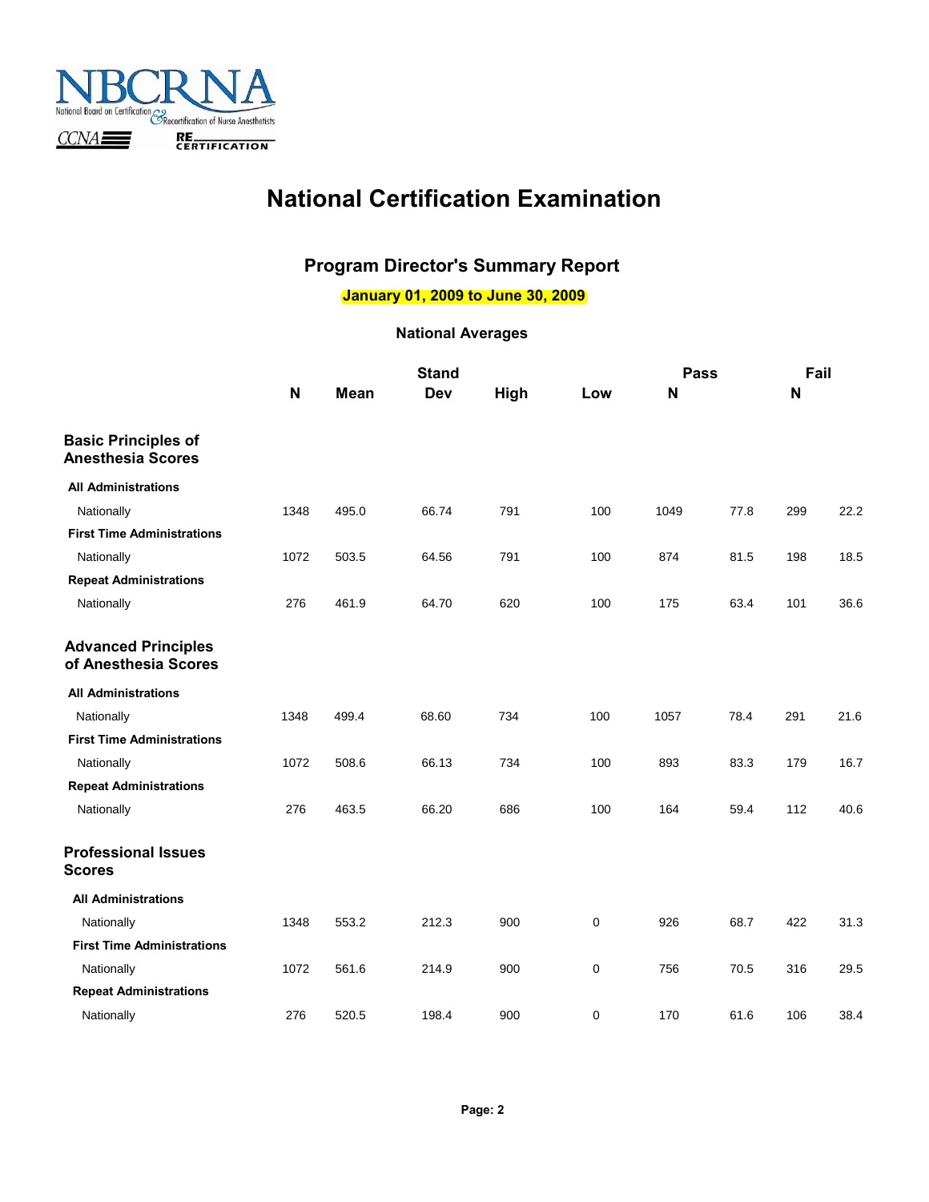# National Certification Examination

## Program Director's Summary Report

**January 01, 2009 to June 30, 2009**

### National Averages

| | N | Mean | Stand Dev | High | Low | Pass N | Pass % | Fail N | Fail % |
|---|---|---|---|---|---|---|---|---|---|
| **Basic Principles of Anesthesia Scores** | | | | | | | | | |
| **All Administrations** | | | | | | | | | |
| Nationally | 1348 | 495.0 | 66.74 | 791 | 100 | 1049 | 77.8 | 299 | 22.2 |
| **First Time Administrations** | | | | | | | | | |
| Nationally | 1072 | 503.5 | 64.56 | 791 | 100 | 874 | 81.5 | 198 | 18.5 |
| **Repeat Administrations** | | | | | | | | | |
| Nationally | 276 | 461.9 | 64.70 | 620 | 100 | 175 | 63.4 | 101 | 36.6 |
| **Advanced Principles of Anesthesia Scores** | | | | | | | | | |
| **All Administrations** | | | | | | | | | |
| Nationally | 1348 | 499.4 | 68.60 | 734 | 100 | 1057 | 78.4 | 291 | 21.6 |
| **First Time Administrations** | | | | | | | | | |
| Nationally | 1072 | 508.6 | 66.13 | 734 | 100 | 893 | 83.3 | 179 | 16.7 |
| **Repeat Administrations** | | | | | | | | | |
| Nationally | 276 | 463.5 | 66.20 | 686 | 100 | 164 | 59.4 | 112 | 40.6 |
| **Professional Issues Scores** | | | | | | | | | |
| **All Administrations** | | | | | | | | | |
| Nationally | 1348 | 553.2 | 212.3 | 900 | 0 | 926 | 68.7 | 422 | 31.3 |
| **First Time Administrations** | | | | | | | | | |
| Nationally | 1072 | 561.6 | 214.9 | 900 | 0 | 756 | 70.5 | 316 | 29.5 |
| **Repeat Administrations** | | | | | | | | | |
| Nationally | 276 | 520.5 | 198.4 | 900 | 0 | 170 | 61.6 | 106 | 38.4 |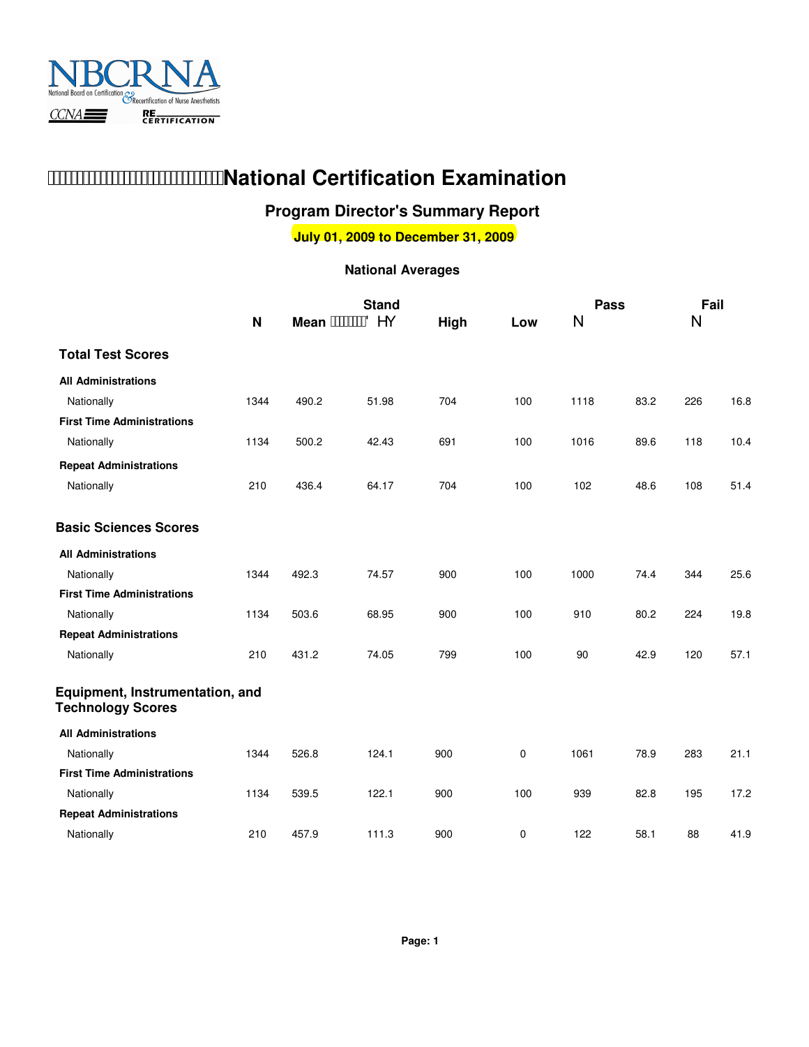NBCRNA
National Board on Certification & Recertification of Nurse Anesthetists
CCNA RECERTIFICATION

# National Certification Examination

## Program Director's Summary Report

**July 01, 2009 to December 31, 2009**

### National Averages

| | N | Mean | Stand Dev | High | Low | Pass N | Pass % | Fail N | Fail % |
|---|---|---|---|---|---|---|---|---|---|
| **Total Test Scores** | | | | | | | | | |
| **All Administrations** | | | | | | | | | |
| Nationally | 1344 | 490.2 | 51.98 | 704 | 100 | 1118 | 83.2 | 226 | 16.8 |
| **First Time Administrations** | | | | | | | | | |
| Nationally | 1134 | 500.2 | 42.43 | 691 | 100 | 1016 | 89.6 | 118 | 10.4 |
| **Repeat Administrations** | | | | | | | | | |
| Nationally | 210 | 436.4 | 64.17 | 704 | 100 | 102 | 48.6 | 108 | 51.4 |
| **Basic Sciences Scores** | | | | | | | | | |
| **All Administrations** | | | | | | | | | |
| Nationally | 1344 | 492.3 | 74.57 | 900 | 100 | 1000 | 74.4 | 344 | 25.6 |
| **First Time Administrations** | | | | | | | | | |
| Nationally | 1134 | 503.6 | 68.95 | 900 | 100 | 910 | 80.2 | 224 | 19.8 |
| **Repeat Administrations** | | | | | | | | | |
| Nationally | 210 | 431.2 | 74.05 | 799 | 100 | 90 | 42.9 | 120 | 57.1 |
| **Equipment, Instrumentation, and Technology Scores** | | | | | | | | | |
| **All Administrations** | | | | | | | | | |
| Nationally | 1344 | 526.8 | 124.1 | 900 | 0 | 1061 | 78.9 | 283 | 21.1 |
| **First Time Administrations** | | | | | | | | | |
| Nationally | 1134 | 539.5 | 122.1 | 900 | 100 | 939 | 82.8 | 195 | 17.2 |
| **Repeat Administrations** | | | | | | | | | |
| Nationally | 210 | 457.9 | 111.3 | 900 | 0 | 122 | 58.1 | 88 | 41.9 |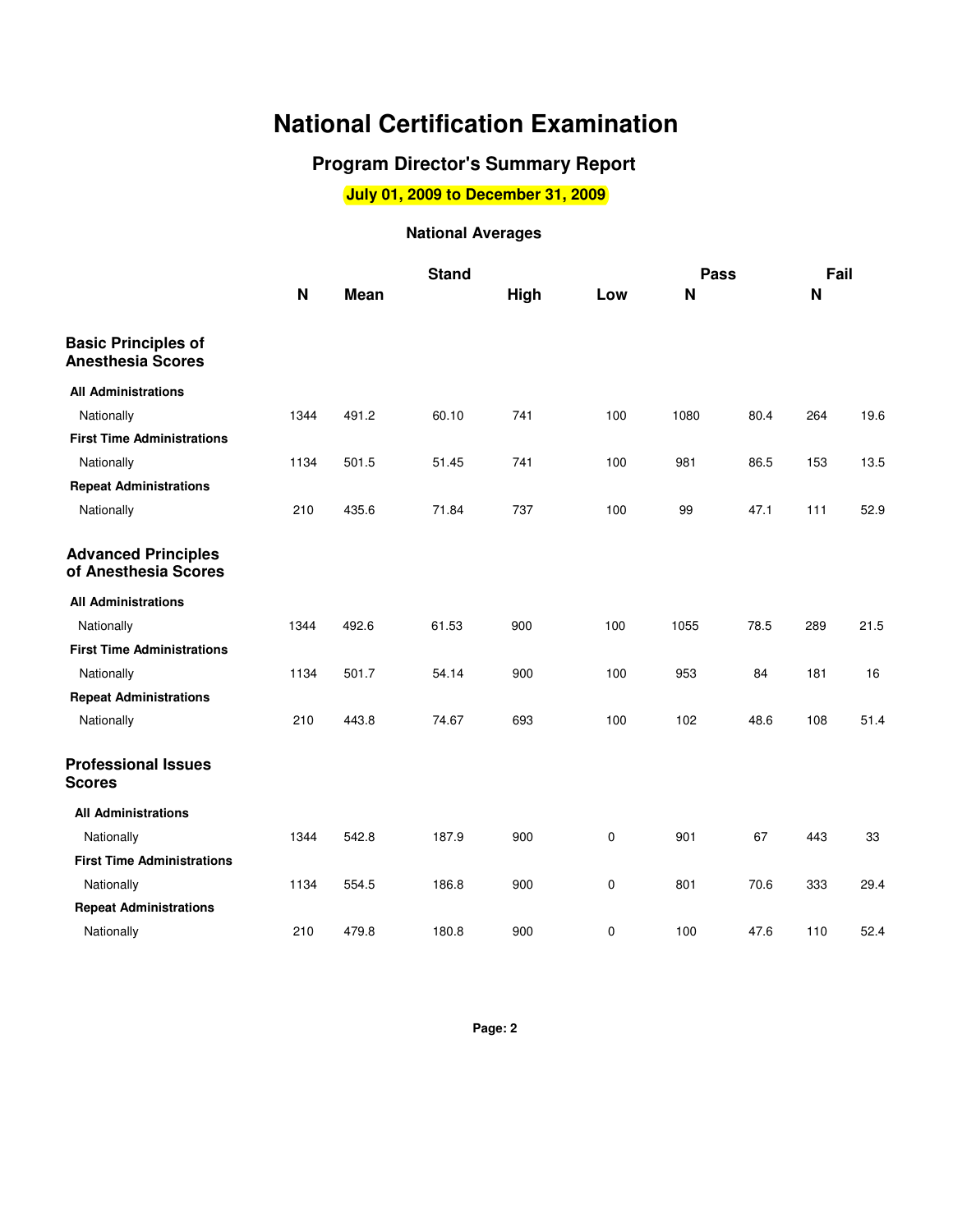# National Certification Examination

## Program Director's Summary Report

### July 01, 2009 to December 31, 2009

#### National Averages

| | N | Mean | Stand | High | Low | Pass N | | Fail N | |
|---|---|---|---|---|---|---|---|---|---|
| **Basic Principles of Anesthesia Scores** | | | | | | | | | |
| **All Administrations** | | | | | | | | | |
| Nationally | 1344 | 491.2 | 60.10 | 741 | 100 | 1080 | 80.4 | 264 | 19.6 |
| **First Time Administrations** | | | | | | | | | |
| Nationally | 1134 | 501.5 | 51.45 | 741 | 100 | 981 | 86.5 | 153 | 13.5 |
| **Repeat Administrations** | | | | | | | | | |
| Nationally | 210 | 435.6 | 71.84 | 737 | 100 | 99 | 47.1 | 111 | 52.9 |
| **Advanced Principles of Anesthesia Scores** | | | | | | | | | |
| **All Administrations** | | | | | | | | | |
| Nationally | 1344 | 492.6 | 61.53 | 900 | 100 | 1055 | 78.5 | 289 | 21.5 |
| **First Time Administrations** | | | | | | | | | |
| Nationally | 1134 | 501.7 | 54.14 | 900 | 100 | 953 | 84 | 181 | 16 |
| **Repeat Administrations** | | | | | | | | | |
| Nationally | 210 | 443.8 | 74.67 | 693 | 100 | 102 | 48.6 | 108 | 51.4 |
| **Professional Issues Scores** | | | | | | | | | |
| **All Administrations** | | | | | | | | | |
| Nationally | 1344 | 542.8 | 187.9 | 900 | 0 | 901 | 67 | 443 | 33 |
| **First Time Administrations** | | | | | | | | | |
| Nationally | 1134 | 554.5 | 186.8 | 900 | 0 | 801 | 70.6 | 333 | 29.4 |
| **Repeat Administrations** | | | | | | | | | |
| Nationally | 210 | 479.8 | 180.8 | 900 | 0 | 100 | 47.6 | 110 | 52.4 |